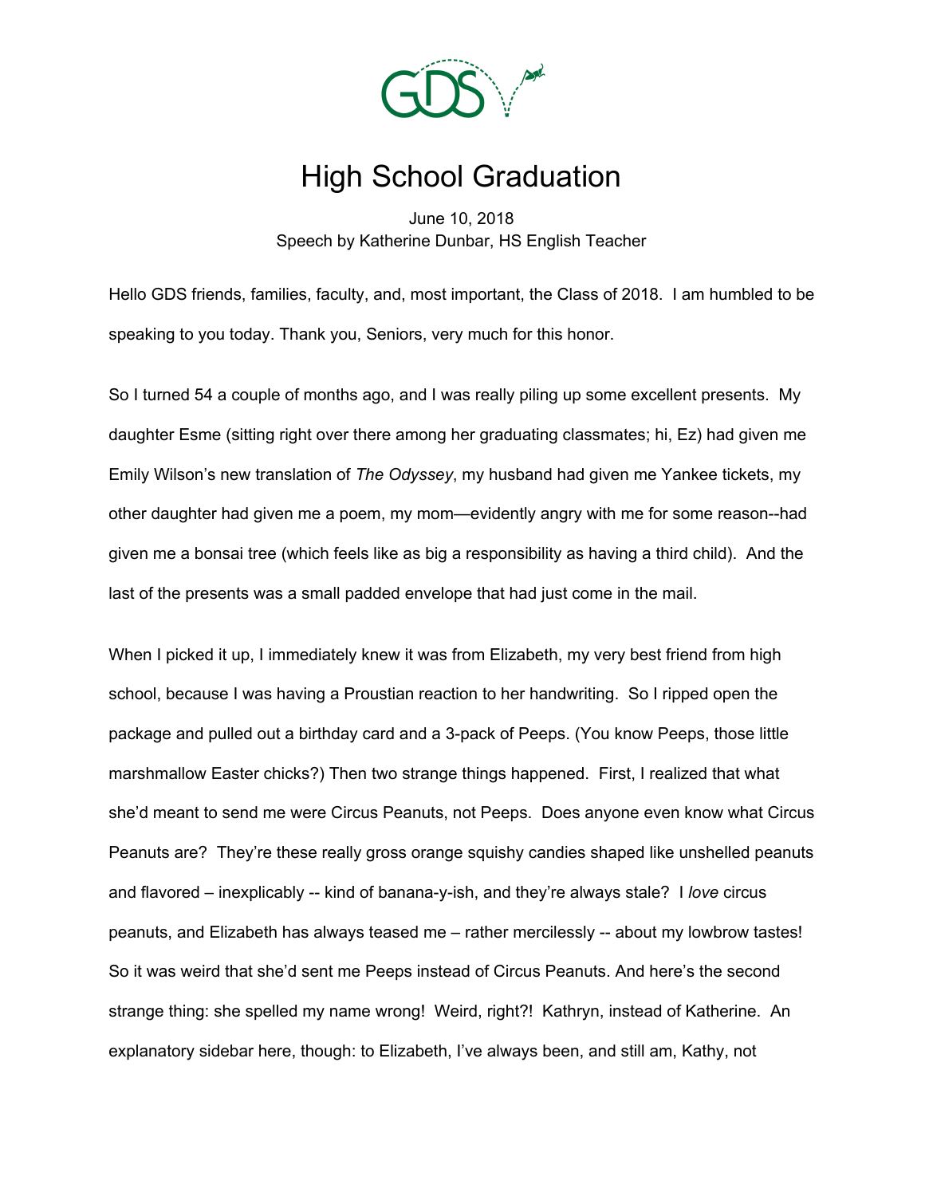# High School Graduation

June 10, 2018
Speech by Katherine Dunbar, HS English Teacher

Hello GDS friends, families, faculty, and, most important, the Class of 2018. I am humbled to be speaking to you today. Thank you, Seniors, very much for this honor.

So I turned 54 a couple of months ago, and I was really piling up some excellent presents. My daughter Esme (sitting right over there among her graduating classmates; hi, Ez) had given me Emily Wilson's new translation of *The Odyssey*, my husband had given me Yankee tickets, my other daughter had given me a poem, my mom—evidently angry with me for some reason--had given me a bonsai tree (which feels like as big a responsibility as having a third child). And the last of the presents was a small padded envelope that had just come in the mail.

When I picked it up, I immediately knew it was from Elizabeth, my very best friend from high school, because I was having a Proustian reaction to her handwriting. So I ripped open the package and pulled out a birthday card and a 3-pack of Peeps. (You know Peeps, those little marshmallow Easter chicks?) Then two strange things happened. First, I realized that what she'd meant to send me were Circus Peanuts, not Peeps. Does anyone even know what Circus Peanuts are? They're these really gross orange squishy candies shaped like unshelled peanuts and flavored – inexplicably -- kind of banana-y-ish, and they're always stale? I *love* circus peanuts, and Elizabeth has always teased me – rather mercilessly -- about my lowbrow tastes! So it was weird that she'd sent me Peeps instead of Circus Peanuts. And here's the second strange thing: she spelled my name wrong! Weird, right?! Kathryn, instead of Katherine. An explanatory sidebar here, though: to Elizabeth, I've always been, and still am, Kathy, not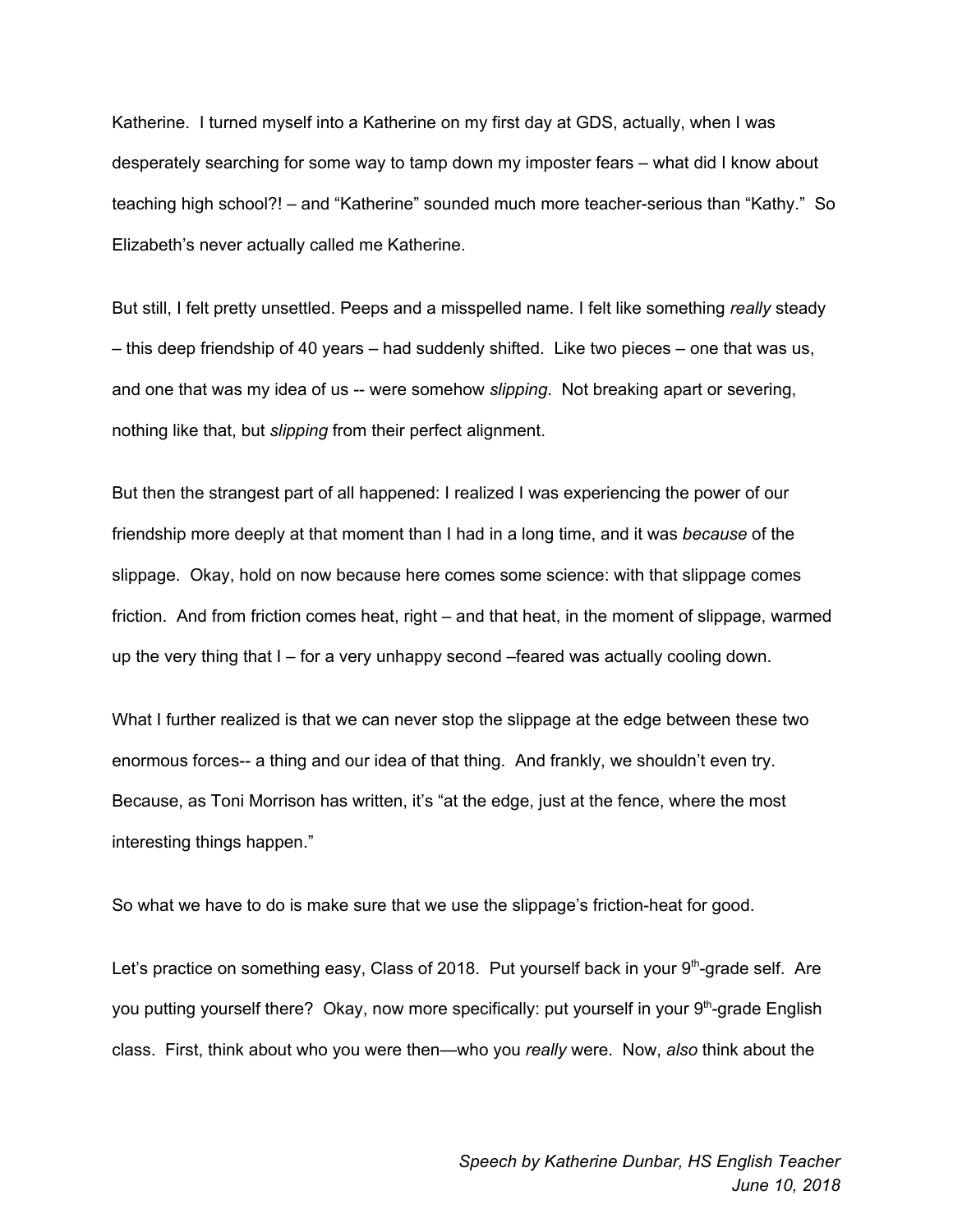Katherine. I turned myself into a Katherine on my first day at GDS, actually, when I was desperately searching for some way to tamp down my imposter fears – what did I know about teaching high school?! – and "Katherine" sounded much more teacher-serious than "Kathy." So Elizabeth's never actually called me Katherine.

But still, I felt pretty unsettled. Peeps and a misspelled name. I felt like something *really* steady – this deep friendship of 40 years – had suddenly shifted. Like two pieces – one that was us, and one that was my idea of us -- were somehow *slipping*. Not breaking apart or severing, nothing like that, but *slipping* from their perfect alignment.

But then the strangest part of all happened: I realized I was experiencing the power of our friendship more deeply at that moment than I had in a long time, and it was *because* of the slippage. Okay, hold on now because here comes some science: with that slippage comes friction. And from friction comes heat, right – and that heat, in the moment of slippage, warmed up the very thing that I – for a very unhappy second –feared was actually cooling down.

What I further realized is that we can never stop the slippage at the edge between these two enormous forces-- a thing and our idea of that thing. And frankly, we shouldn't even try. Because, as Toni Morrison has written, it's "at the edge, just at the fence, where the most interesting things happen."

So what we have to do is make sure that we use the slippage's friction-heat for good.

Let's practice on something easy, Class of 2018. Put yourself back in your 9th-grade self. Are you putting yourself there? Okay, now more specifically: put yourself in your 9th-grade English class. First, think about who you were then—who you *really* were. Now, *also* think about the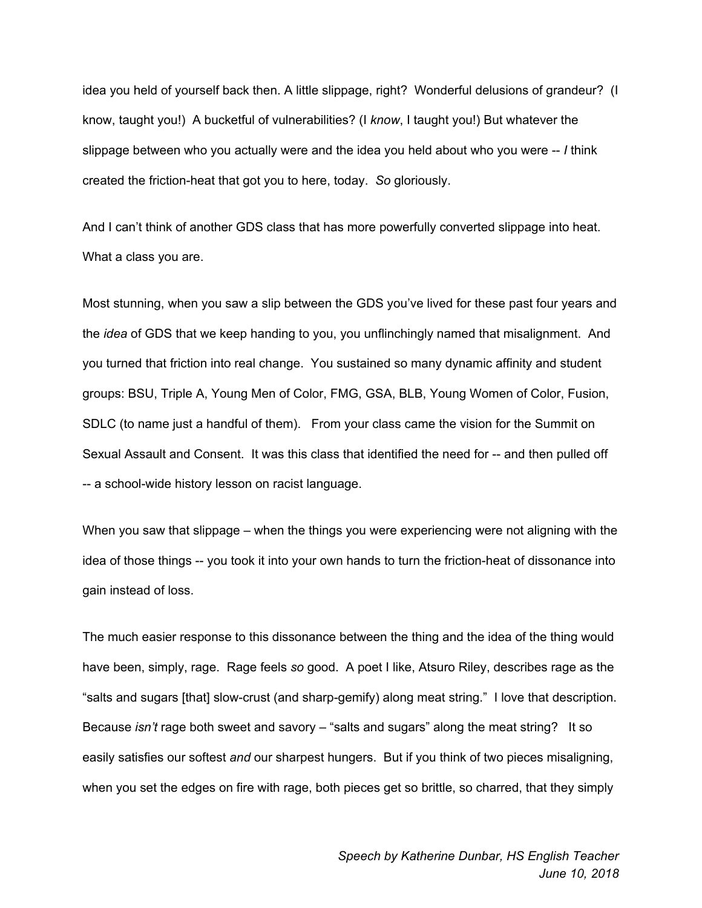idea you held of yourself back then. A little slippage, right? Wonderful delusions of grandeur? (I know, taught you!) A bucketful of vulnerabilities? (I *know*, I taught you!) But whatever the slippage between who you actually were and the idea you held about who you were -- *I* think created the friction-heat that got you to here, today. *So* gloriously.

And I can't think of another GDS class that has more powerfully converted slippage into heat. What a class you are.

Most stunning, when you saw a slip between the GDS you've lived for these past four years and the *idea* of GDS that we keep handing to you, you unflinchingly named that misalignment. And you turned that friction into real change. You sustained so many dynamic affinity and student groups: BSU, Triple A, Young Men of Color, FMG, GSA, BLB, Young Women of Color, Fusion, SDLC (to name just a handful of them). From your class came the vision for the Summit on Sexual Assault and Consent. It was this class that identified the need for -- and then pulled off -- a school-wide history lesson on racist language.

When you saw that slippage – when the things you were experiencing were not aligning with the idea of those things -- you took it into your own hands to turn the friction-heat of dissonance into gain instead of loss.

The much easier response to this dissonance between the thing and the idea of the thing would have been, simply, rage. Rage feels *so* good. A poet I like, Atsuro Riley, describes rage as the "salts and sugars [that] slow-crust (and sharp-gemify) along meat string." I love that description. Because *isn't* rage both sweet and savory – "salts and sugars" along the meat string? It so easily satisfies our softest *and* our sharpest hungers. But if you think of two pieces misaligning, when you set the edges on fire with rage, both pieces get so brittle, so charred, that they simply

*Speech by Katherine Dunbar, HS English Teacher*
*June 10, 2018*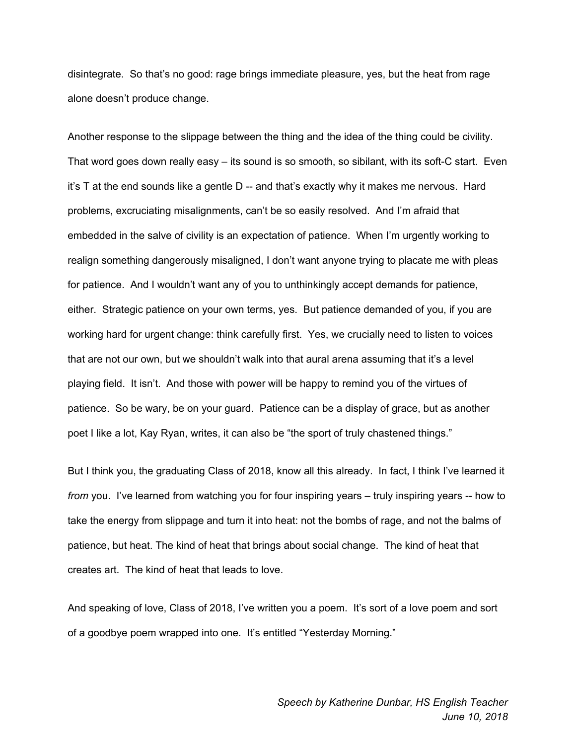disintegrate. So that's no good: rage brings immediate pleasure, yes, but the heat from rage alone doesn't produce change.

Another response to the slippage between the thing and the idea of the thing could be civility. That word goes down really easy – its sound is so smooth, so sibilant, with its soft-C start. Even it's T at the end sounds like a gentle D -- and that's exactly why it makes me nervous. Hard problems, excruciating misalignments, can't be so easily resolved. And I'm afraid that embedded in the salve of civility is an expectation of patience. When I'm urgently working to realign something dangerously misaligned, I don't want anyone trying to placate me with pleas for patience. And I wouldn't want any of you to unthinkingly accept demands for patience, either. Strategic patience on your own terms, yes. But patience demanded of you, if you are working hard for urgent change: think carefully first. Yes, we crucially need to listen to voices that are not our own, but we shouldn't walk into that aural arena assuming that it's a level playing field. It isn't. And those with power will be happy to remind you of the virtues of patience. So be wary, be on your guard. Patience can be a display of grace, but as another poet I like a lot, Kay Ryan, writes, it can also be "the sport of truly chastened things."

But I think you, the graduating Class of 2018, know all this already. In fact, I think I've learned it *from* you. I've learned from watching you for four inspiring years – truly inspiring years -- how to take the energy from slippage and turn it into heat: not the bombs of rage, and not the balms of patience, but heat. The kind of heat that brings about social change. The kind of heat that creates art. The kind of heat that leads to love.

And speaking of love, Class of 2018, I've written you a poem. It's sort of a love poem and sort of a goodbye poem wrapped into one. It's entitled "Yesterday Morning."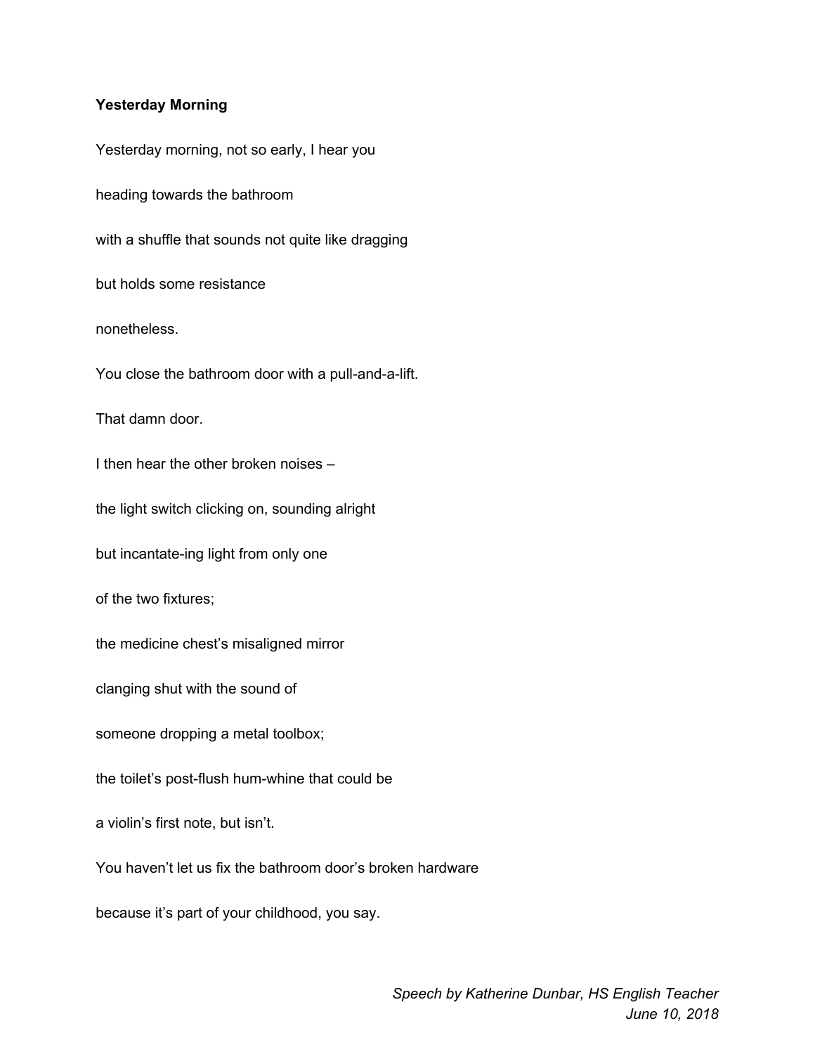**Yesterday Morning**

Yesterday morning, not so early, I hear you

heading towards the bathroom

with a shuffle that sounds not quite like dragging

but holds some resistance

nonetheless.

You close the bathroom door with a pull-and-a-lift.

That damn door.

I then hear the other broken noises –

the light switch clicking on, sounding alright

but incantate-ing light from only one

of the two fixtures;

the medicine chest's misaligned mirror

clanging shut with the sound of

someone dropping a metal toolbox;

the toilet's post-flush hum-whine that could be

a violin's first note, but isn't.

You haven't let us fix the bathroom door's broken hardware

because it's part of your childhood, you say.

*Speech by Katherine Dunbar, HS English Teacher*
*June 10, 2018*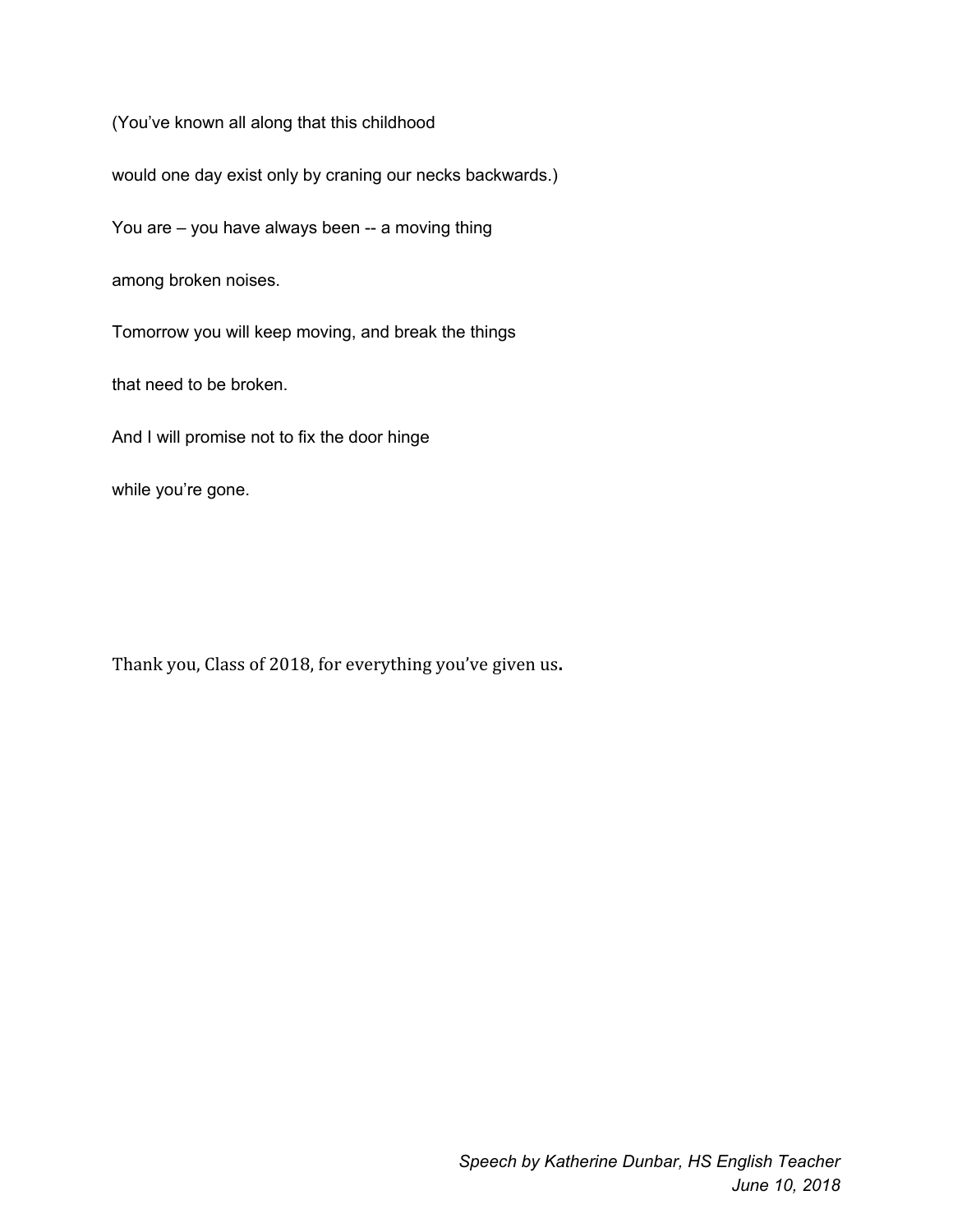(You've known all along that this childhood

would one day exist only by craning our necks backwards.)

You are – you have always been -- a moving thing

among broken noises.

Tomorrow you will keep moving, and break the things

that need to be broken.

And I will promise not to fix the door hinge

while you're gone.

Thank you, Class of 2018, for everything you've given us.

*Speech by Katherine Dunbar, HS English Teacher*
*June 10, 2018*